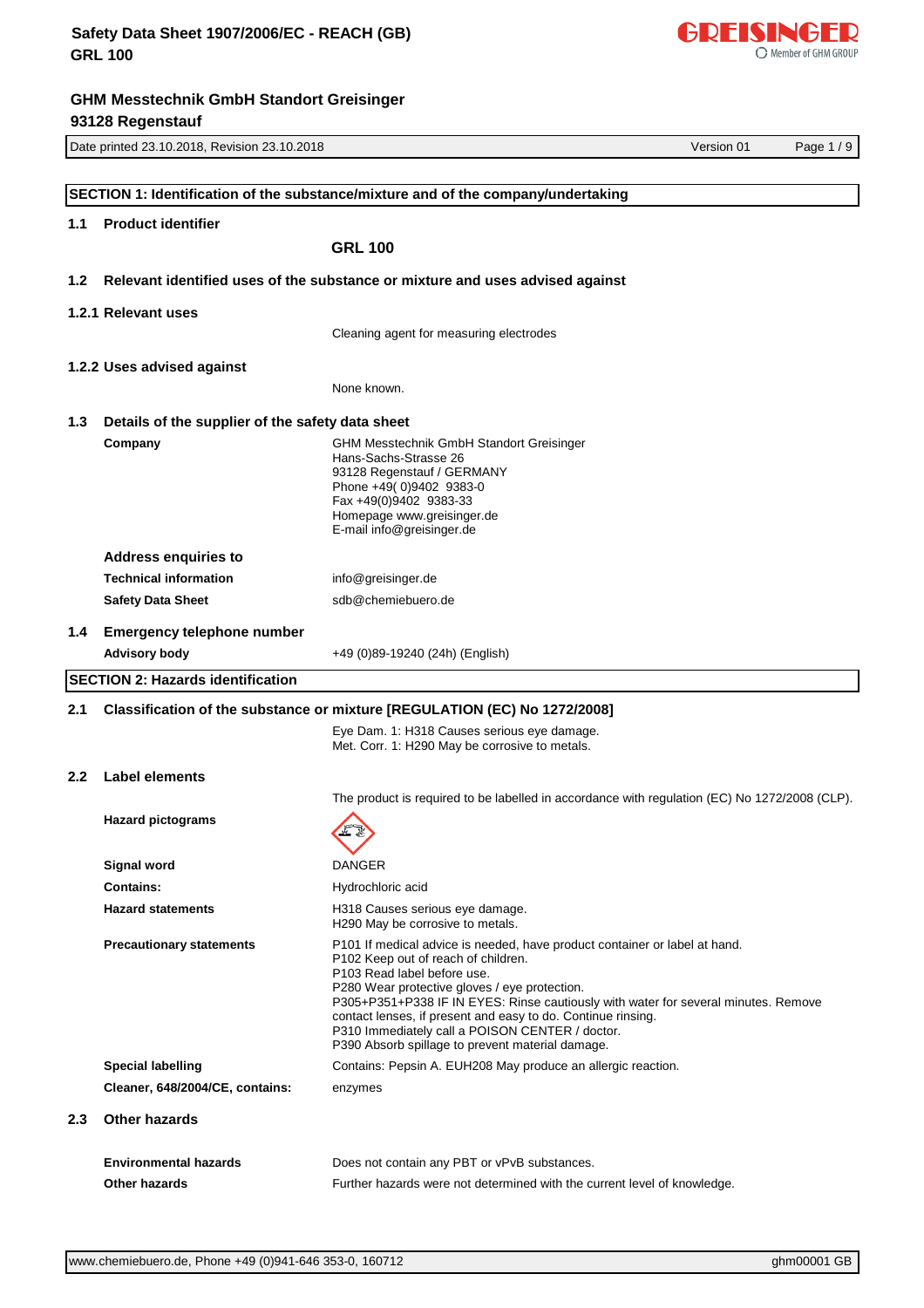# Safety Data Sheet 1907/2006/EC - REACH (GB)
## GRL 100

**GHM Messtechnik GmbH Standort Greisinger**
**93128 Regenstauf**

Date printed 23.10.2018, Revision 23.10.2018 | Version 01

## SECTION 1: Identification of the substance/mixture and of the company/undertaking

### 1.1 Product identifier

**GRL 100**

### 1.2 Relevant identified uses of the substance or mixture and uses advised against

#### 1.2.1 Relevant uses

Cleaning agent for measuring electrodes

#### 1.2.2 Uses advised against

None known.

### 1.3 Details of the supplier of the safety data sheet

**Company**

GHM Messtechnik GmbH Standort Greisinger
Hans-Sachs-Strasse 26
93128 Regenstauf / GERMANY
Phone +49( 0)9402 9383-0
Fax +49(0)9402 9383-33
Homepage www.greisinger.de
E-mail info@greisinger.de

**Address enquiries to**

**Technical information**: info@greisinger.de

**Safety Data Sheet**: sdb@chemiebuero.de

### 1.4 Emergency telephone number

**Advisory body**: +49 (0)89-19240 (24h) (English)

## SECTION 2: Hazards identification

### 2.1 Classification of the substance or mixture [REGULATION (EC) No 1272/2008]

Eye Dam. 1: H318 Causes serious eye damage.
Met. Corr. 1: H290 May be corrosive to metals.

### 2.2 Label elements

The product is required to be labelled in accordance with regulation (EC) No 1272/2008 (CLP).

**Hazard pictograms**

**Signal word**: DANGER

**Contains:** Hydrochloric acid

**Hazard statements**

H318 Causes serious eye damage.
H290 May be corrosive to metals.

**Precautionary statements**

P101 If medical advice is needed, have product container or label at hand.
P102 Keep out of reach of children.
P103 Read label before use.
P280 Wear protective gloves / eye protection.
P305+P351+P338 IF IN EYES: Rinse cautiously with water for several minutes. Remove contact lenses, if present and easy to do. Continue rinsing.
P310 Immediately call a POISON CENTER / doctor.
P390 Absorb spillage to prevent material damage.

**Special labelling**: Contains: Pepsin A. EUH208 May produce an allergic reaction.

**Cleaner, 648/2004/CE, contains:** enzymes

### 2.3 Other hazards

**Environmental hazards**: Does not contain any PBT or vPvB substances.

**Other hazards**: Further hazards were not determined with the current level of knowledge.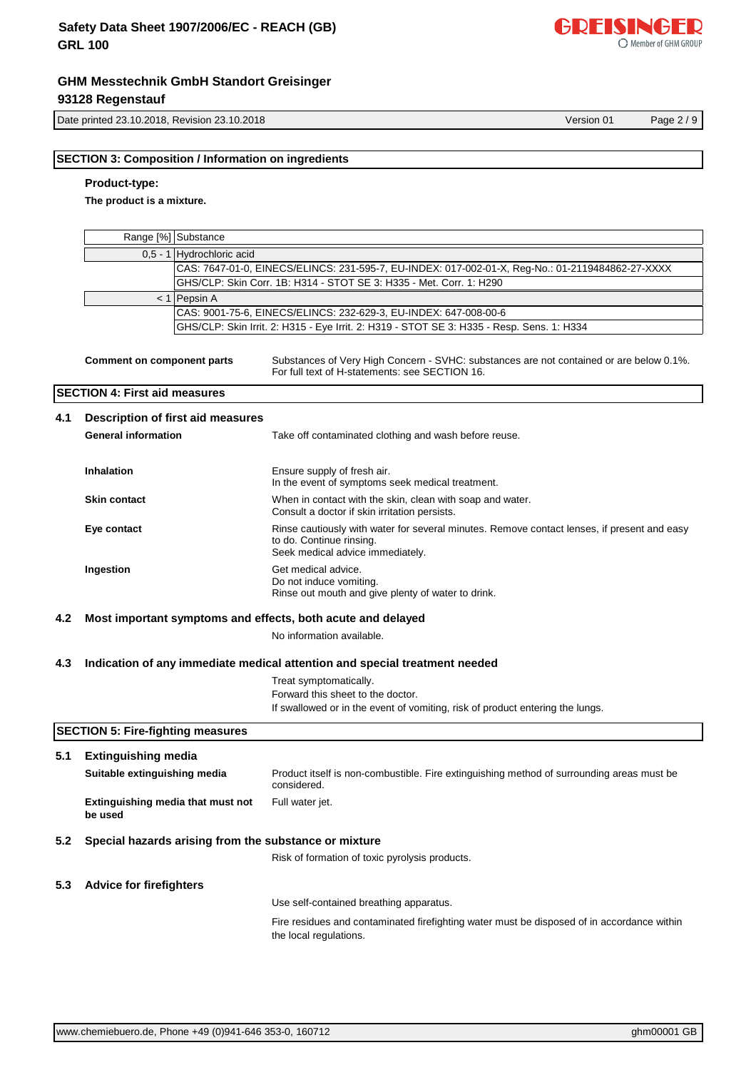## SECTION 3: Composition / Information on ingredients

**Product-type:**

**The product is a mixture.**

| Range [%] | Substance |
|---|---|
| 0,5 - 1 | Hydrochloric acid |
| | CAS: 7647-01-0, EINECS/ELINCS: 231-595-7, EU-INDEX: 017-002-01-X, Reg-No.: 01-2119484862-27-XXXX |
| | GHS/CLP: Skin Corr. 1B: H314 - STOT SE 3: H335 - Met. Corr. 1: H290 |
| < 1 | Pepsin A |
| | CAS: 9001-75-6, EINECS/ELINCS: 232-629-3, EU-INDEX: 647-008-00-6 |
| | GHS/CLP: Skin Irrit. 2: H315 - Eye Irrit. 2: H319 - STOT SE 3: H335 - Resp. Sens. 1: H334 |

**Comment on component parts**

Substances of Very High Concern - SVHC: substances are not contained or are below 0.1%.
For full text of H-statements: see SECTION 16.

## SECTION 4: First aid measures

### 4.1 Description of first aid measures

**General information**

Take off contaminated clothing and wash before reuse.

**Inhalation**

Ensure supply of fresh air.
In the event of symptoms seek medical treatment.

**Skin contact**

When in contact with the skin, clean with soap and water.
Consult a doctor if skin irritation persists.

**Eye contact**

Rinse cautiously with water for several minutes. Remove contact lenses, if present and easy to do. Continue rinsing.
Seek medical advice immediately.

**Ingestion**

Get medical advice.
Do not induce vomiting.
Rinse out mouth and give plenty of water to drink.

### 4.2 Most important symptoms and effects, both acute and delayed

No information available.

### 4.3 Indication of any immediate medical attention and special treatment needed

Treat symptomatically.
Forward this sheet to the doctor.
If swallowed or in the event of vomiting, risk of product entering the lungs.

## SECTION 5: Fire-fighting measures

### 5.1 Extinguishing media

**Suitable extinguishing media**

Product itself is non-combustible. Fire extinguishing method of surrounding areas must be considered.

**Extinguishing media that must not be used**

Full water jet.

### 5.2 Special hazards arising from the substance or mixture

Risk of formation of toxic pyrolysis products.

### 5.3 Advice for firefighters

Use self-contained breathing apparatus.

Fire residues and contaminated firefighting water must be disposed of in accordance within the local regulations.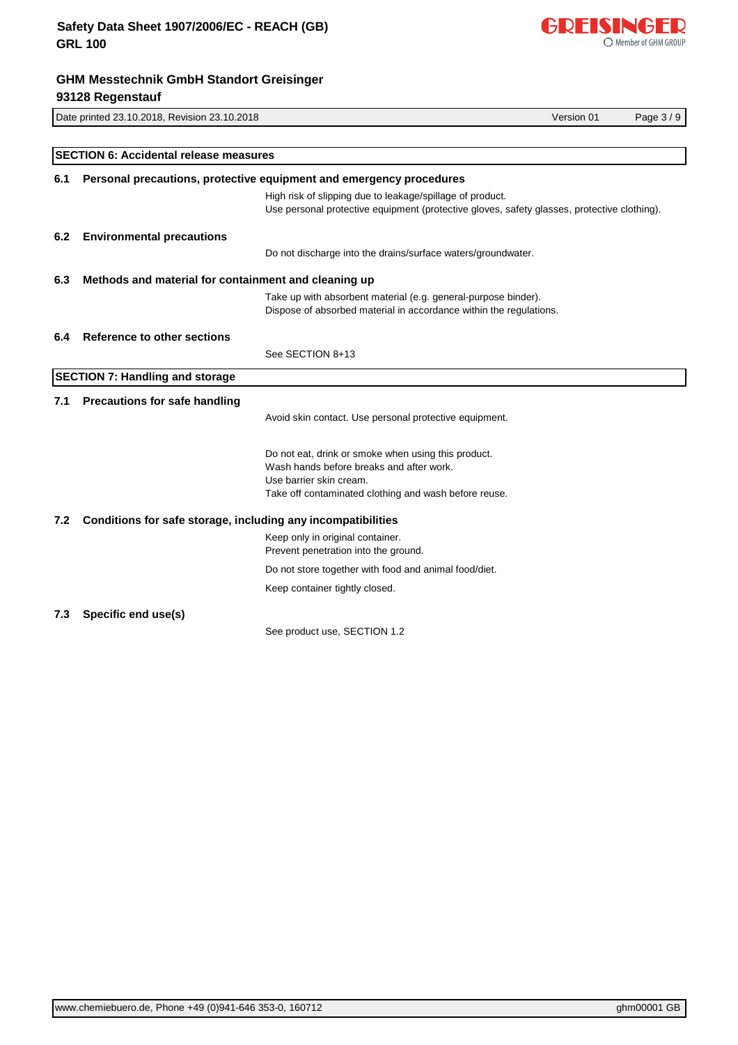## SECTION 6: Accidental release measures

### 6.1 Personal precautions, protective equipment and emergency procedures

High risk of slipping due to leakage/spillage of product.
Use personal protective equipment (protective gloves, safety glasses, protective clothing).

### 6.2 Environmental precautions

Do not discharge into the drains/surface waters/groundwater.

### 6.3 Methods and material for containment and cleaning up

Take up with absorbent material (e.g. general-purpose binder).
Dispose of absorbed material in accordance within the regulations.

### 6.4 Reference to other sections

See SECTION 8+13

## SECTION 7: Handling and storage

### 7.1 Precautions for safe handling

Avoid skin contact. Use personal protective equipment.

Do not eat, drink or smoke when using this product.
Wash hands before breaks and after work.
Use barrier skin cream.
Take off contaminated clothing and wash before reuse.

### 7.2 Conditions for safe storage, including any incompatibilities

Keep only in original container.
Prevent penetration into the ground.

Do not store together with food and animal food/diet.

Keep container tightly closed.

### 7.3 Specific end use(s)

See product use, SECTION 1.2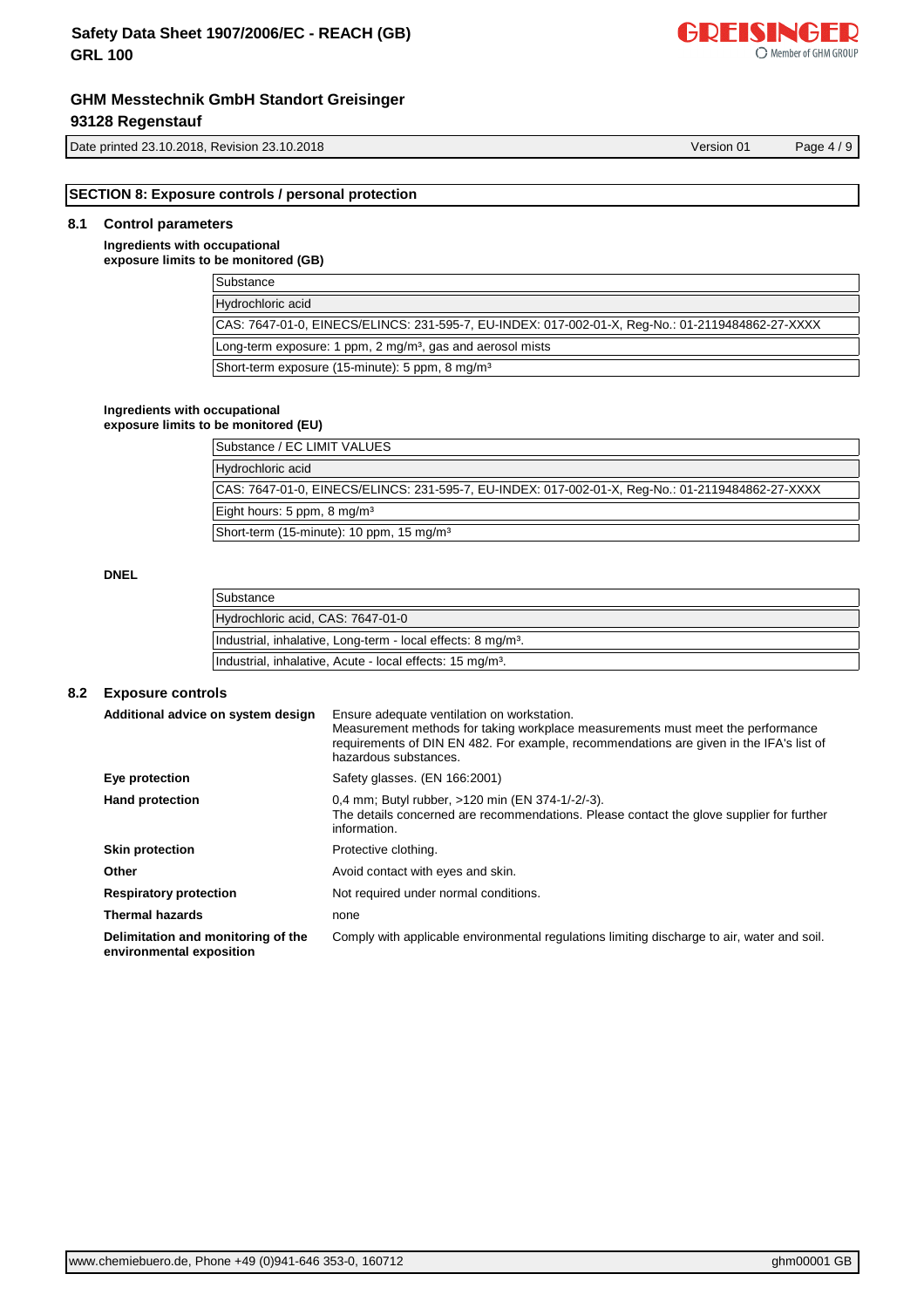## SECTION 8: Exposure controls / personal protection

### 8.1 Control parameters

**Ingredients with occupational exposure limits to be monitored (GB)**

| Substance |
|---|
| Hydrochloric acid |
| CAS: 7647-01-0, EINECS/ELINCS: 231-595-7, EU-INDEX: 017-002-01-X, Reg-No.: 01-2119484862-27-XXXX |
| Long-term exposure: 1 ppm, 2 mg/m³, gas and aerosol mists |
| Short-term exposure (15-minute): 5 ppm, 8 mg/m³ |

**Ingredients with occupational exposure limits to be monitored (EU)**

| Substance / EC LIMIT VALUES |
|---|
| Hydrochloric acid |
| CAS: 7647-01-0, EINECS/ELINCS: 231-595-7, EU-INDEX: 017-002-01-X, Reg-No.: 01-2119484862-27-XXXX |
| Eight hours: 5 ppm, 8 mg/m³ |
| Short-term (15-minute): 10 ppm, 15 mg/m³ |

**DNEL**

| Substance |
|---|
| Hydrochloric acid, CAS: 7647-01-0 |
| Industrial, inhalative, Long-term - local effects: 8 mg/m³. |
| Industrial, inhalative, Acute - local effects: 15 mg/m³. |

### 8.2 Exposure controls

**Additional advice on system design**
Ensure adequate ventilation on workstation.
Measurement methods for taking workplace measurements must meet the performance requirements of DIN EN 482. For example, recommendations are given in the IFA's list of hazardous substances.

**Eye protection**
Safety glasses. (EN 166:2001)

**Hand protection**
0,4 mm; Butyl rubber, >120 min (EN 374-1/-2/-3).
The details concerned are recommendations. Please contact the glove supplier for further information.

**Skin protection**
Protective clothing.

**Other**
Avoid contact with eyes and skin.

**Respiratory protection**
Not required under normal conditions.

**Thermal hazards**
none

**Delimitation and monitoring of the environmental exposition**
Comply with applicable environmental regulations limiting discharge to air, water and soil.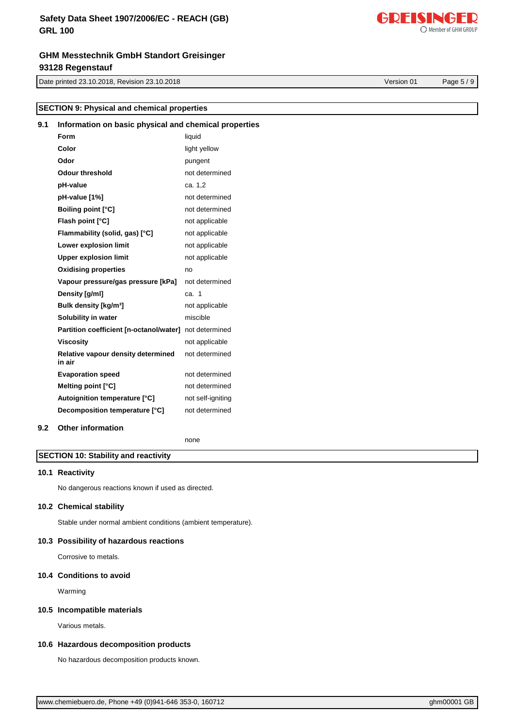## SECTION 9: Physical and chemical properties

### 9.1 Information on basic physical and chemical properties

| Property | Value |
|---|---|
| **Form** | liquid |
| **Color** | light yellow |
| **Odor** | pungent |
| **Odour threshold** | not determined |
| **pH-value** | ca. 1,2 |
| **pH-value [1%]** | not determined |
| **Boiling point [°C]** | not determined |
| **Flash point [°C]** | not applicable |
| **Flammability (solid, gas) [°C]** | not applicable |
| **Lower explosion limit** | not applicable |
| **Upper explosion limit** | not applicable |
| **Oxidising properties** | no |
| **Vapour pressure/gas pressure [kPa]** | not determined |
| **Density [g/ml]** | ca. 1 |
| **Bulk density [kg/m³]** | not applicable |
| **Solubility in water** | miscible |
| **Partition coefficient [n-octanol/water]** | not determined |
| **Viscosity** | not applicable |
| **Relative vapour density determined in air** | not determined |
| **Evaporation speed** | not determined |
| **Melting point [°C]** | not determined |
| **Autoignition temperature [°C]** | not self-igniting |
| **Decomposition temperature [°C]** | not determined |

### 9.2 Other information

none

## SECTION 10: Stability and reactivity

### 10.1 Reactivity

No dangerous reactions known if used as directed.

### 10.2 Chemical stability

Stable under normal ambient conditions (ambient temperature).

### 10.3 Possibility of hazardous reactions

Corrosive to metals.

### 10.4 Conditions to avoid

Warming

### 10.5 Incompatible materials

Various metals.

### 10.6 Hazardous decomposition products

No hazardous decomposition products known.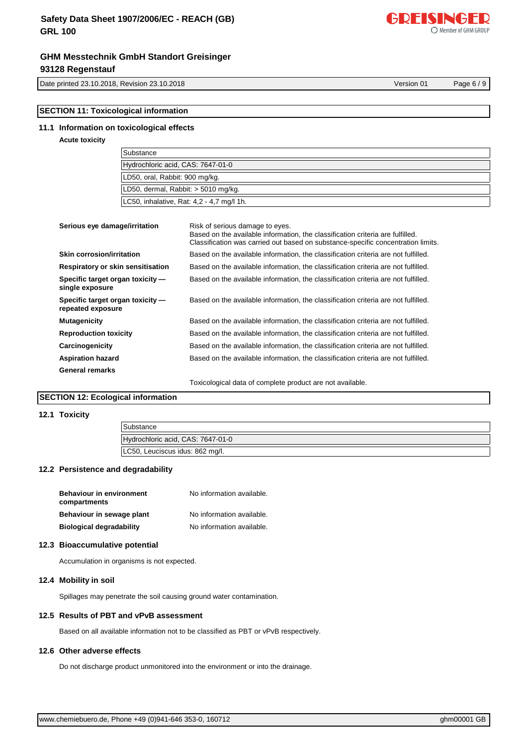## SECTION 11: Toxicological information

### 11.1 Information on toxicological effects

**Acute toxicity**

| Substance |
|---|
| Hydrochloric acid, CAS: 7647-01-0 |
| LD50, oral, Rabbit: 900 mg/kg. |
| LD50, dermal, Rabbit: > 5010 mg/kg. |
| LC50, inhalative, Rat: 4,2 - 4,7 mg/l 1h. |

**Serious eye damage/irritation** — Risk of serious damage to eyes.
Based on the available information, the classification criteria are fulfilled.
Classification was carried out based on substance-specific concentration limits.

**Skin corrosion/irritation** — Based on the available information, the classification criteria are not fulfilled.

**Respiratory or skin sensitisation** — Based on the available information, the classification criteria are not fulfilled.

**Specific target organ toxicity — single exposure** — Based on the available information, the classification criteria are not fulfilled.

**Specific target organ toxicity — repeated exposure** — Based on the available information, the classification criteria are not fulfilled.

**Mutagenicity** — Based on the available information, the classification criteria are not fulfilled.

**Reproduction toxicity** — Based on the available information, the classification criteria are not fulfilled.

**Carcinogenicity** — Based on the available information, the classification criteria are not fulfilled.

**Aspiration hazard** — Based on the available information, the classification criteria are not fulfilled.

**General remarks**

Toxicological data of complete product are not available.

## SECTION 12: Ecological information

### 12.1 Toxicity

| Substance |
|---|
| Hydrochloric acid, CAS: 7647-01-0 |
| LC50, Leuciscus idus: 862 mg/l. |

### 12.2 Persistence and degradability

**Behaviour in environment compartments** — No information available.

**Behaviour in sewage plant** — No information available.

**Biological degradability** — No information available.

### 12.3 Bioaccumulative potential

Accumulation in organisms is not expected.

### 12.4 Mobility in soil

Spillages may penetrate the soil causing ground water contamination.

### 12.5 Results of PBT and vPvB assessment

Based on all available information not to be classified as PBT or vPvB respectively.

### 12.6 Other adverse effects

Do not discharge product unmonitored into the environment or into the drainage.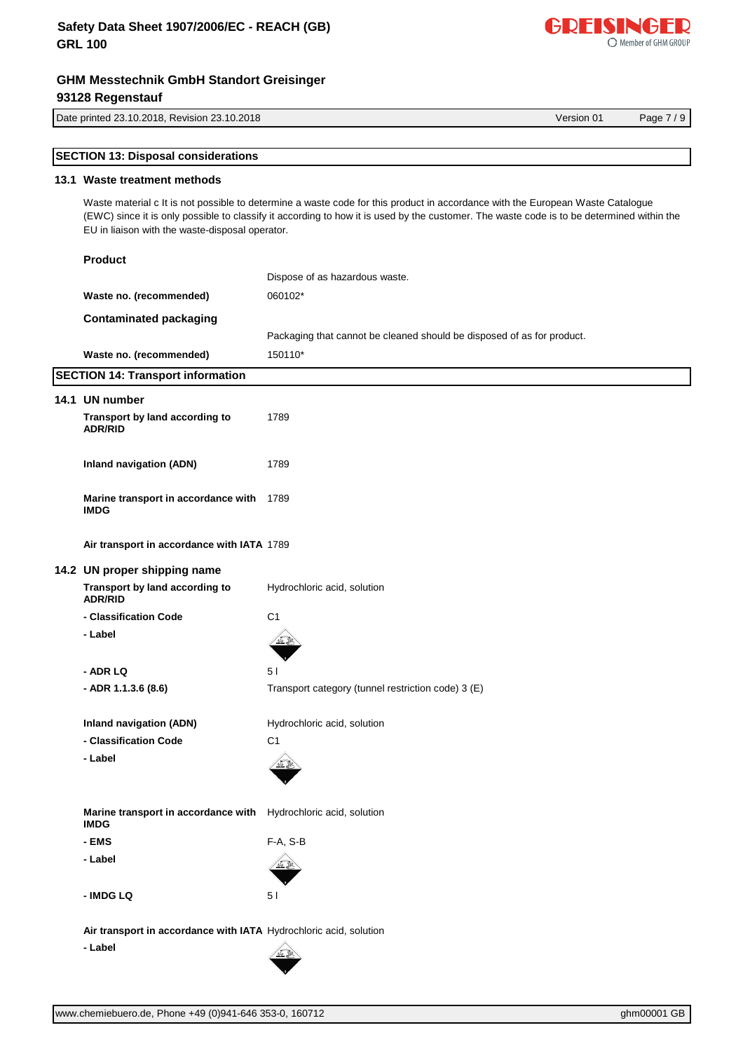## SECTION 13: Disposal considerations

### 13.1 Waste treatment methods

Waste material c It is not possible to determine a waste code for this product in accordance with the European Waste Catalogue (EWC) since it is only possible to classify it according to how it is used by the customer. The waste code is to be determined within the EU in liaison with the waste-disposal operator.

**Product**

| | |
|---|---|
| | Dispose of as hazardous waste. |
| **Waste no. (recommended)** | 060102* |

**Contaminated packaging**

| | |
|---|---|
| | Packaging that cannot be cleaned should be disposed of as for product. |
| **Waste no. (recommended)** | 150110* |

## SECTION 14: Transport information

### 14.1 UN number

| | |
|---|---|
| **Transport by land according to ADR/RID** | 1789 |
| **Inland navigation (ADN)** | 1789 |
| **Marine transport in accordance with IMDG** | 1789 |
| **Air transport in accordance with IATA** | 1789 |

### 14.2 UN proper shipping name

| | |
|---|---|
| **Transport by land according to ADR/RID** | Hydrochloric acid, solution |
| **- Classification Code** | C1 |
| **- Label** | |
| **- ADR LQ** | 5 l |
| **- ADR 1.1.3.6 (8.6)** | Transport category (tunnel restriction code) 3 (E) |
| **Inland navigation (ADN)** | Hydrochloric acid, solution |
| **- Classification Code** | C1 |
| **- Label** | |
| **Marine transport in accordance with IMDG** | Hydrochloric acid, solution |
| **- EMS** | F-A, S-B |
| **- Label** | |
| **- IMDG LQ** | 5 l |
| **Air transport in accordance with IATA** | Hydrochloric acid, solution |
| **- Label** | |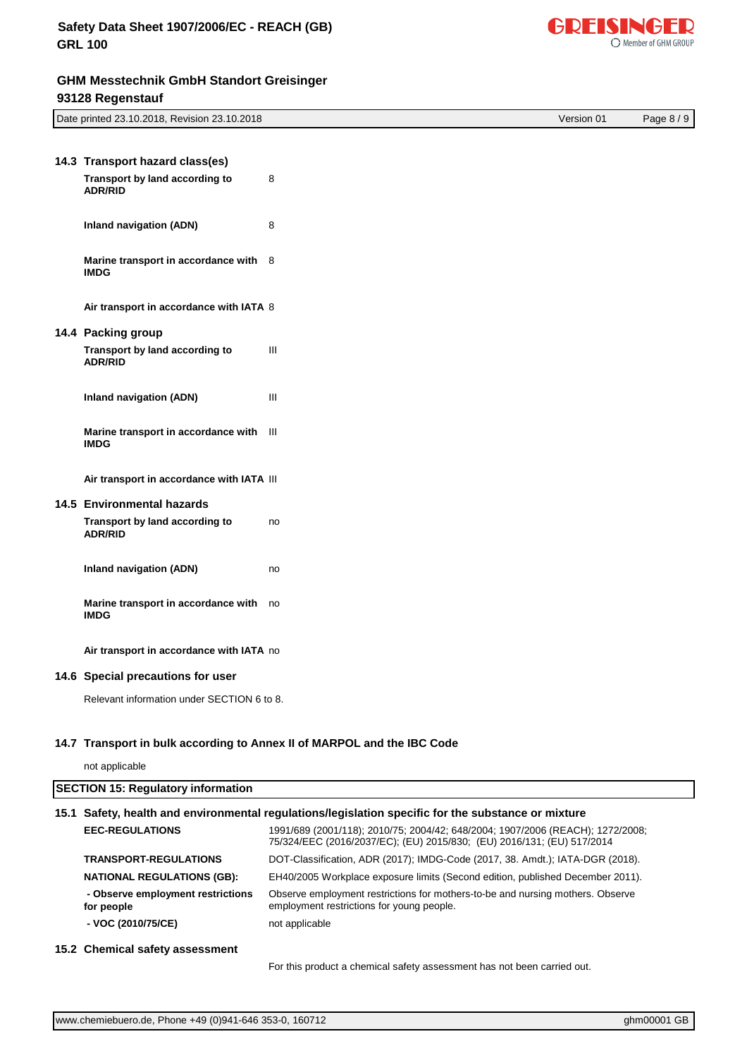### 14.3 Transport hazard class(es)

| | |
|---|---|
| **Transport by land according to ADR/RID** | 8 |
| **Inland navigation (ADN)** | 8 |
| **Marine transport in accordance with IMDG** | 8 |
| **Air transport in accordance with IATA** | 8 |

### 14.4 Packing group

| | |
|---|---|
| **Transport by land according to ADR/RID** | III |
| **Inland navigation (ADN)** | III |
| **Marine transport in accordance with IMDG** | III |
| **Air transport in accordance with IATA** | III |

### 14.5 Environmental hazards

| | |
|---|---|
| **Transport by land according to ADR/RID** | no |
| **Inland navigation (ADN)** | no |
| **Marine transport in accordance with IMDG** | no |
| **Air transport in accordance with IATA** | no |

### 14.6 Special precautions for user

Relevant information under SECTION 6 to 8.

### 14.7 Transport in bulk according to Annex II of MARPOL and the IBC Code

not applicable

## SECTION 15: Regulatory information

### 15.1 Safety, health and environmental regulations/legislation specific for the substance or mixture

| | |
|---|---|
| **EEC-REGULATIONS** | 1991/689 (2001/118); 2010/75; 2004/42; 648/2004; 1907/2006 (REACH); 1272/2008; 75/324/EEC (2016/2037/EC); (EU) 2015/830; (EU) 2016/131; (EU) 517/2014 |
| **TRANSPORT-REGULATIONS** | DOT-Classification, ADR (2017); IMDG-Code (2017, 38. Amdt.); IATA-DGR (2018). |
| **NATIONAL REGULATIONS (GB):** | EH40/2005 Workplace exposure limits (Second edition, published December 2011). |
| **- Observe employment restrictions for people** | Observe employment restrictions for mothers-to-be and nursing mothers. Observe employment restrictions for young people. |
| **- VOC (2010/75/CE)** | not applicable |

### 15.2 Chemical safety assessment

For this product a chemical safety assessment has not been carried out.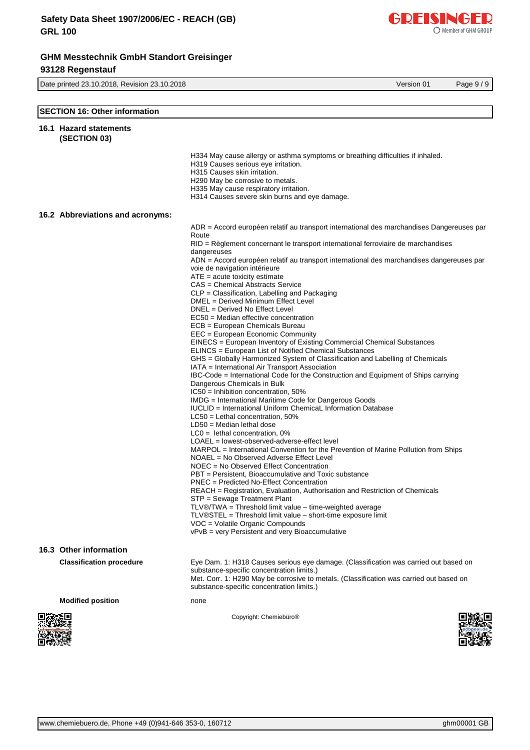## SECTION 16: Other information

### 16.1 Hazard statements (SECTION 03)

H334 May cause allergy or asthma symptoms or breathing difficulties if inhaled.
H319 Causes serious eye irritation.
H315 Causes skin irritation.
H290 May be corrosive to metals.
H335 May cause respiratory irritation.
H314 Causes severe skin burns and eye damage.

### 16.2 Abbreviations and acronyms:

ADR = Accord européen relatif au transport international des marchandises Dangereuses par Route
RID = Règlement concernant le transport international ferroviaire de marchandises dangereuses
ADN = Accord européen relatif au transport international des marchandises dangereuses par voie de navigation intérieure
ATE = acute toxicity estimate
CAS = Chemical Abstracts Service
CLP = Classification, Labelling and Packaging
DMEL = Derived Minimum Effect Level
DNEL = Derived No Effect Level
EC50 = Median effective concentration
ECB = European Chemicals Bureau
EEC = European Economic Community
EINECS = European Inventory of Existing Commercial Chemical Substances
ELINCS = European List of Notified Chemical Substances
GHS = Globally Harmonized System of Classification and Labelling of Chemicals
IATA = International Air Transport Association
IBC-Code = International Code for the Construction and Equipment of Ships carrying Dangerous Chemicals in Bulk
IC50 = Inhibition concentration, 50%
IMDG = International Maritime Code for Dangerous Goods
IUCLID = International Uniform ChemicaL Information Database
LC50 = Lethal concentration, 50%
LD50 = Median lethal dose
LC0 = lethal concentration, 0%
LOAEL = lowest-observed-adverse-effect level
MARPOL = International Convention for the Prevention of Marine Pollution from Ships
NOAEL = No Observed Adverse Effect Level
NOEC = No Observed Effect Concentration
PBT = Persistent, Bioaccumulative and Toxic substance
PNEC = Predicted No-Effect Concentration
REACH = Registration, Evaluation, Authorisation and Restriction of Chemicals
STP = Sewage Treatment Plant
TLV®/TWA = Threshold limit value – time-weighted average
TLV®STEL = Threshold limit value – short-time exposure limit
VOC = Volatile Organic Compounds
vPvB = very Persistent and very Bioaccumulative

### 16.3 Other information

**Classification procedure**

Eye Dam. 1: H318 Causes serious eye damage. (Classification was carried out based on substance-specific concentration limits.)
Met. Corr. 1: H290 May be corrosive to metals. (Classification was carried out based on substance-specific concentration limits.)

**Modified position**

none

Copyright: Chemiebüro®